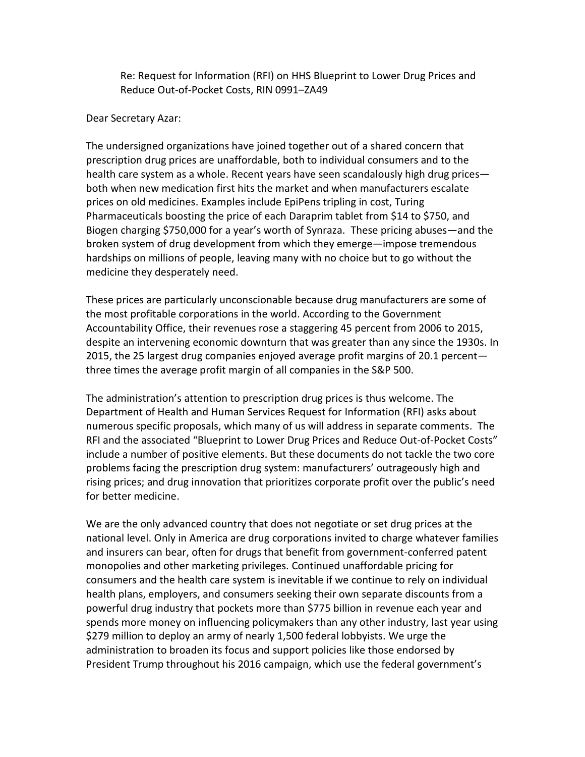Re: Request for Information (RFI) on HHS Blueprint to Lower Drug Prices and Reduce Out-of-Pocket Costs, RIN 0991–ZA49

Dear Secretary Azar:

The undersigned organizations have joined together out of a shared concern that prescription drug prices are unaffordable, both to individual consumers and to the health care system as a whole. Recent years have seen scandalously high drug prices—both when new medication first hits the market and when manufacturers escalate prices on old medicines. Examples include EpiPens tripling in cost, Turing Pharmaceuticals boosting the price of each Daraprim tablet from $14 to $750, and Biogen charging $750,000 for a year's worth of Synraza. These pricing abuses—and the broken system of drug development from which they emerge—impose tremendous hardships on millions of people, leaving many with no choice but to go without the medicine they desperately need.

These prices are particularly unconscionable because drug manufacturers are some of the most profitable corporations in the world. According to the Government Accountability Office, their revenues rose a staggering 45 percent from 2006 to 2015, despite an intervening economic downturn that was greater than any since the 1930s. In 2015, the 25 largest drug companies enjoyed average profit margins of 20.1 percent—three times the average profit margin of all companies in the S&P 500.

The administration's attention to prescription drug prices is thus welcome. The Department of Health and Human Services Request for Information (RFI) asks about numerous specific proposals, which many of us will address in separate comments. The RFI and the associated "Blueprint to Lower Drug Prices and Reduce Out-of-Pocket Costs" include a number of positive elements. But these documents do not tackle the two core problems facing the prescription drug system: manufacturers' outrageously high and rising prices; and drug innovation that prioritizes corporate profit over the public's need for better medicine.

We are the only advanced country that does not negotiate or set drug prices at the national level. Only in America are drug corporations invited to charge whatever families and insurers can bear, often for drugs that benefit from government-conferred patent monopolies and other marketing privileges. Continued unaffordable pricing for consumers and the health care system is inevitable if we continue to rely on individual health plans, employers, and consumers seeking their own separate discounts from a powerful drug industry that pockets more than $775 billion in revenue each year and spends more money on influencing policymakers than any other industry, last year using $279 million to deploy an army of nearly 1,500 federal lobbyists. We urge the administration to broaden its focus and support policies like those endorsed by President Trump throughout his 2016 campaign, which use the federal government's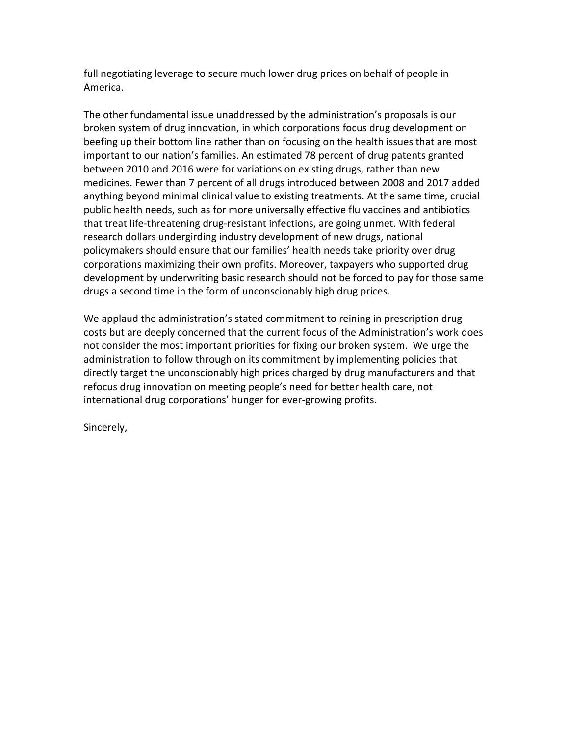full negotiating leverage to secure much lower drug prices on behalf of people in America.

The other fundamental issue unaddressed by the administration's proposals is our broken system of drug innovation, in which corporations focus drug development on beefing up their bottom line rather than on focusing on the health issues that are most important to our nation's families. An estimated 78 percent of drug patents granted between 2010 and 2016 were for variations on existing drugs, rather than new medicines. Fewer than 7 percent of all drugs introduced between 2008 and 2017 added anything beyond minimal clinical value to existing treatments. At the same time, crucial public health needs, such as for more universally effective flu vaccines and antibiotics that treat life-threatening drug-resistant infections, are going unmet. With federal research dollars undergirding industry development of new drugs, national policymakers should ensure that our families' health needs take priority over drug corporations maximizing their own profits. Moreover, taxpayers who supported drug development by underwriting basic research should not be forced to pay for those same drugs a second time in the form of unconscionably high drug prices.

We applaud the administration's stated commitment to reining in prescription drug costs but are deeply concerned that the current focus of the Administration's work does not consider the most important priorities for fixing our broken system. We urge the administration to follow through on its commitment by implementing policies that directly target the unconscionably high prices charged by drug manufacturers and that refocus drug innovation on meeting people's need for better health care, not international drug corporations' hunger for ever-growing profits.

Sincerely,